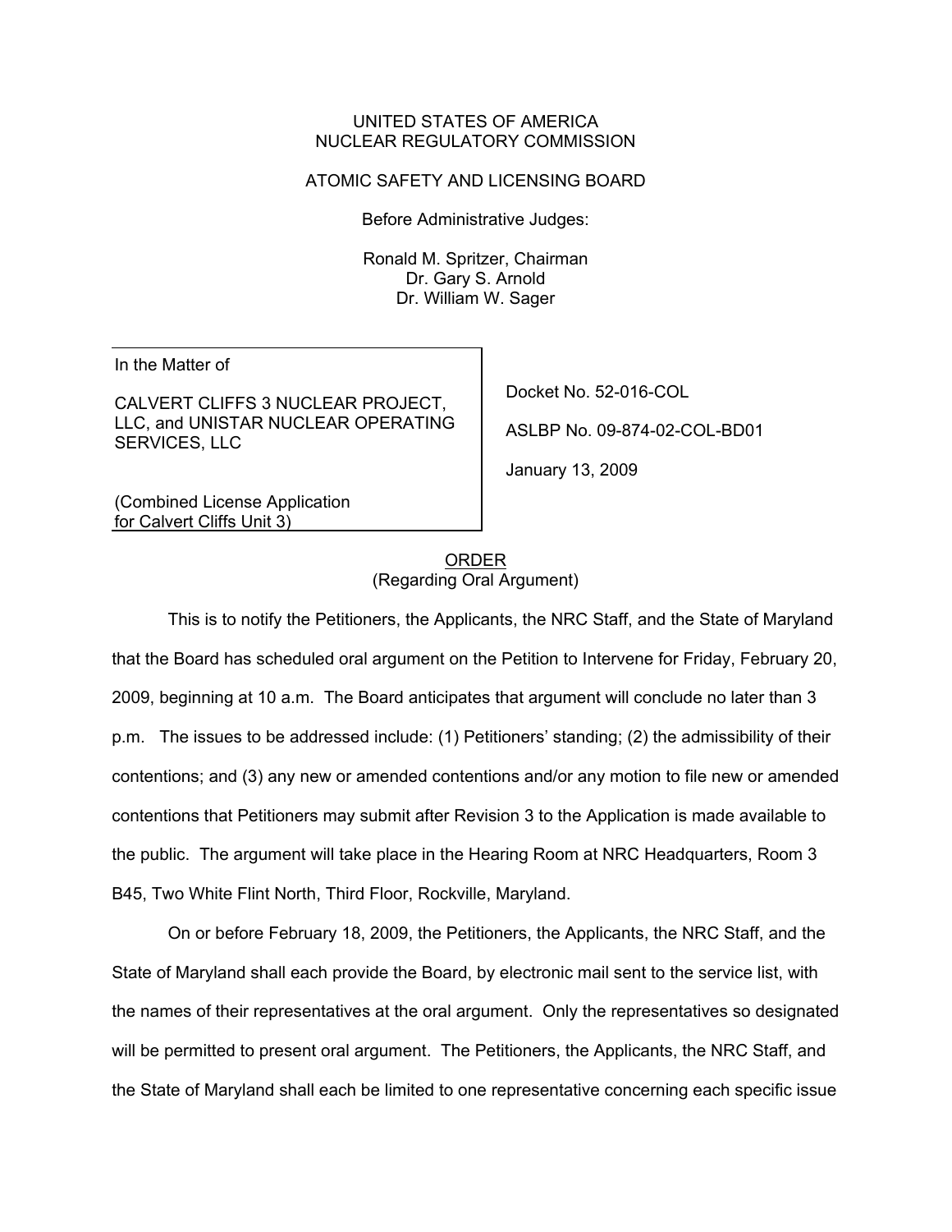UNITED STATES OF AMERICA
NUCLEAR REGULATORY COMMISSION

ATOMIC SAFETY AND LICENSING BOARD

Before Administrative Judges:

Ronald M. Spritzer, Chairman
Dr. Gary S. Arnold
Dr. William W. Sager

| In the Matter of<br><br>CALVERT CLIFFS 3 NUCLEAR PROJECT, LLC, and UNISTAR NUCLEAR OPERATING SERVICES, LLC<br><br>(Combined License Application for Calvert Cliffs Unit 3) | Docket No. 52-016-COL<br><br>ASLBP No. 09-874-02-COL-BD01<br><br>January 13, 2009 |
|---|---|

ORDER
(Regarding Oral Argument)

This is to notify the Petitioners, the Applicants, the NRC Staff, and the State of Maryland that the Board has scheduled oral argument on the Petition to Intervene for Friday, February 20, 2009, beginning at 10 a.m. The Board anticipates that argument will conclude no later than 3 p.m. The issues to be addressed include: (1) Petitioners' standing; (2) the admissibility of their contentions; and (3) any new or amended contentions and/or any motion to file new or amended contentions that Petitioners may submit after Revision 3 to the Application is made available to the public. The argument will take place in the Hearing Room at NRC Headquarters, Room 3 B45, Two White Flint North, Third Floor, Rockville, Maryland.

On or before February 18, 2009, the Petitioners, the Applicants, the NRC Staff, and the State of Maryland shall each provide the Board, by electronic mail sent to the service list, with the names of their representatives at the oral argument. Only the representatives so designated will be permitted to present oral argument. The Petitioners, the Applicants, the NRC Staff, and the State of Maryland shall each be limited to one representative concerning each specific issue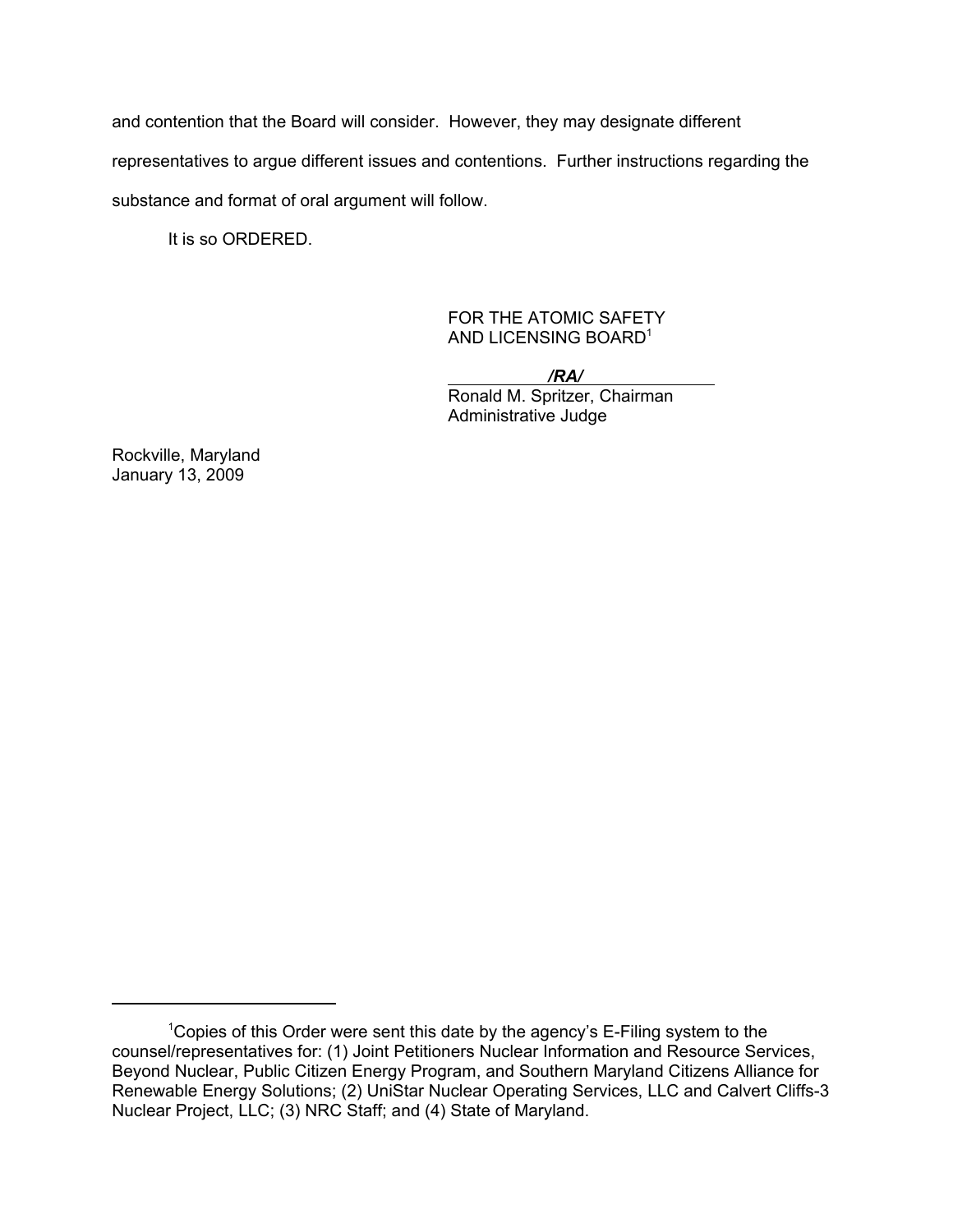and contention that the Board will consider. However, they may designate different representatives to argue different issues and contentions. Further instructions regarding the substance and format of oral argument will follow.

It is so ORDERED.

FOR THE ATOMIC SAFETY
AND LICENSING BOARD[1]

***/RA/***

Ronald M. Spritzer, Chairman
Administrative Judge

Rockville, Maryland
January 13, 2009

---

[1]Copies of this Order were sent this date by the agency's E-Filing system to the counsel/representatives for: (1) Joint Petitioners Nuclear Information and Resource Services, Beyond Nuclear, Public Citizen Energy Program, and Southern Maryland Citizens Alliance for Renewable Energy Solutions; (2) UniStar Nuclear Operating Services, LLC and Calvert Cliffs-3 Nuclear Project, LLC; (3) NRC Staff; and (4) State of Maryland.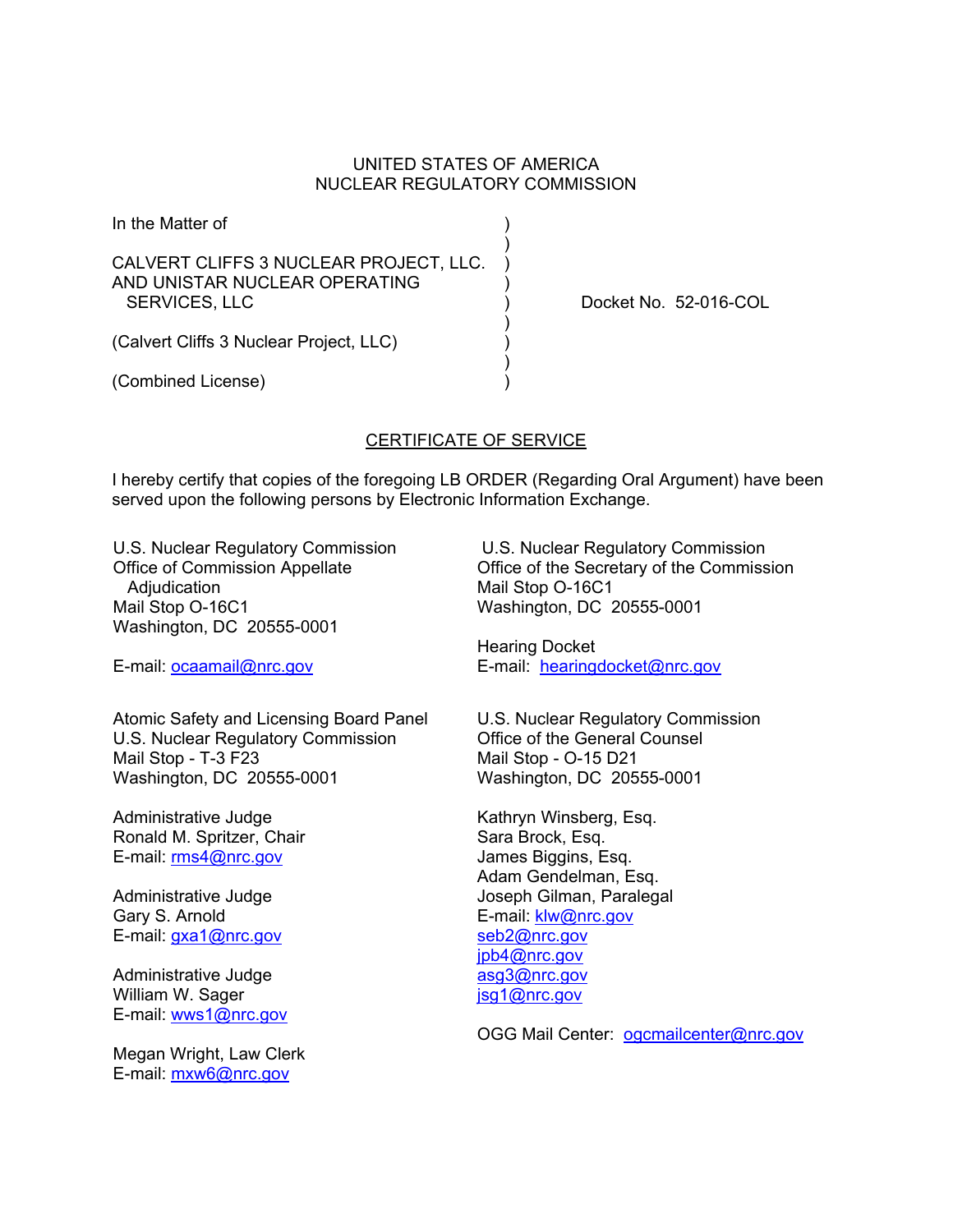UNITED STATES OF AMERICA
NUCLEAR REGULATORY COMMISSION

In the Matter of

CALVERT CLIFFS 3 NUCLEAR PROJECT, LLC.
AND UNISTAR NUCLEAR OPERATING
SERVICES, LLC

(Calvert Cliffs 3 Nuclear Project, LLC)

(Combined License)

Docket No. 52-016-COL

## CERTIFICATE OF SERVICE

I hereby certify that copies of the foregoing LB ORDER (Regarding Oral Argument) have been served upon the following persons by Electronic Information Exchange.

U.S. Nuclear Regulatory Commission
Office of Commission Appellate Adjudication
Mail Stop O-16C1
Washington, DC 20555-0001

E-mail: ocaamail@nrc.gov

U.S. Nuclear Regulatory Commission
Office of the Secretary of the Commission
Mail Stop O-16C1
Washington, DC 20555-0001

Hearing Docket
E-mail: hearingdocket@nrc.gov

Atomic Safety and Licensing Board Panel
U.S. Nuclear Regulatory Commission
Mail Stop - T-3 F23
Washington, DC 20555-0001

Administrative Judge
Ronald M. Spritzer, Chair
E-mail: rms4@nrc.gov

Administrative Judge
Gary S. Arnold
E-mail: gxa1@nrc.gov

Administrative Judge
William W. Sager
E-mail: wws1@nrc.gov

Megan Wright, Law Clerk
E-mail: mxw6@nrc.gov

U.S. Nuclear Regulatory Commission
Office of the General Counsel
Mail Stop - O-15 D21
Washington, DC 20555-0001

Kathryn Winsberg, Esq.
Sara Brock, Esq.
James Biggins, Esq.
Adam Gendelman, Esq.
Joseph Gilman, Paralegal
E-mail: klw@nrc.gov
seb2@nrc.gov
jpb4@nrc.gov
asg3@nrc.gov
jsg1@nrc.gov

OGG Mail Center: ogcmailcenter@nrc.gov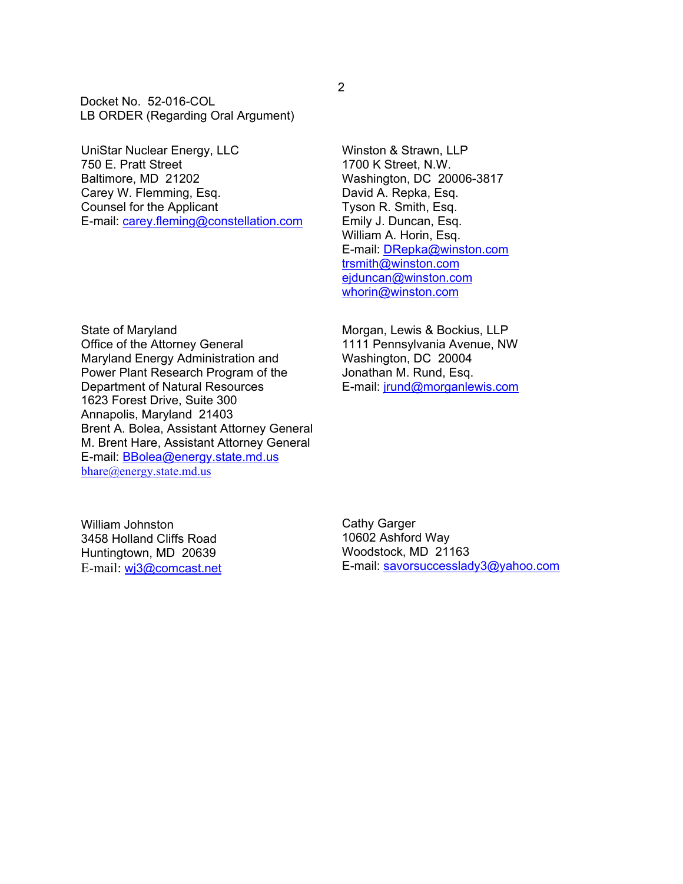Docket No. 52-016-COL
LB ORDER (Regarding Oral Argument)

UniStar Nuclear Energy, LLC
750 E. Pratt Street
Baltimore, MD 21202
Carey W. Flemming, Esq.
Counsel for the Applicant
E-mail: carey.fleming@constellation.com

Winston & Strawn, LLP
1700 K Street, N.W.
Washington, DC 20006-3817
David A. Repka, Esq.
Tyson R. Smith, Esq.
Emily J. Duncan, Esq.
William A. Horin, Esq.
E-mail: DRepka@winston.com
trsmith@winston.com
ejduncan@winston.com
whorin@winston.com

State of Maryland
Office of the Attorney General
Maryland Energy Administration and
Power Plant Research Program of the
Department of Natural Resources
1623 Forest Drive, Suite 300
Annapolis, Maryland 21403
Brent A. Bolea, Assistant Attorney General
M. Brent Hare, Assistant Attorney General
E-mail: BBolea@energy.state.md.us
bhare@energy.state.md.us

Morgan, Lewis & Bockius, LLP
1111 Pennsylvania Avenue, NW
Washington, DC 20004
Jonathan M. Rund, Esq.
E-mail: jrund@morganlewis.com

William Johnston
3458 Holland Cliffs Road
Huntingtown, MD 20639
E-mail: wj3@comcast.net

Cathy Garger
10602 Ashford Way
Woodstock, MD 21163
E-mail: savorsuccesslady3@yahoo.com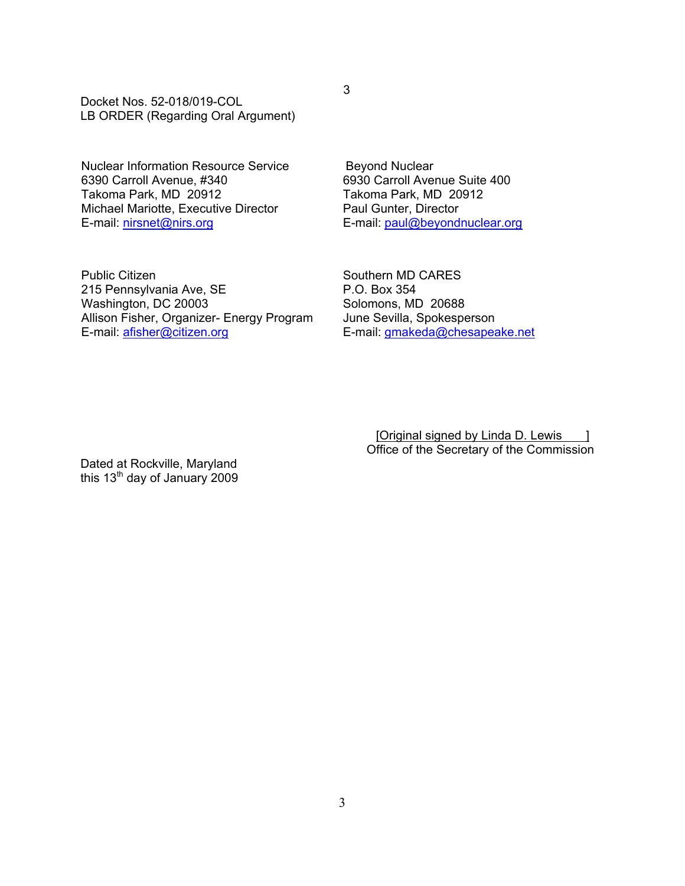Docket Nos. 52-018/019-COL
LB ORDER (Regarding Oral Argument)

Nuclear Information Resource Service
6390 Carroll Avenue, #340
Takoma Park, MD 20912
Michael Mariotte, Executive Director
E-mail: nirsnet@nirs.org

Beyond Nuclear
6930 Carroll Avenue Suite 400
Takoma Park, MD 20912
Paul Gunter, Director
E-mail: paul@beyondnuclear.org

Public Citizen
215 Pennsylvania Ave, SE
Washington, DC 20003
Allison Fisher, Organizer- Energy Program
E-mail: afisher@citizen.org

Southern MD CARES
P.O. Box 354
Solomons, MD 20688
June Sevilla, Spokesperson
E-mail: gmakeda@chesapeake.net

[Original signed by Linda D. Lewis ]
Office of the Secretary of the Commission

Dated at Rockville, Maryland
this 13th day of January 2009